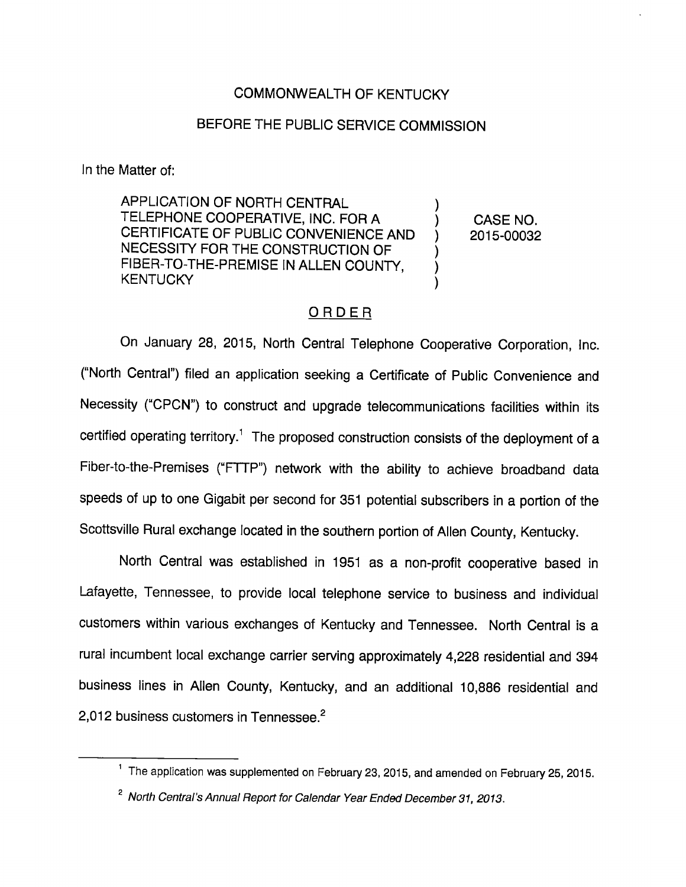COMMONWEALTH OF KENTUCKY

BEFORE THE PUBLIC SERVICE COMMISSION

In the Matter of:

| | | |
|---|---|---|
| APPLICATION OF NORTH CENTRAL TELEPHONE COOPERATIVE, INC. FOR A CERTIFICATE OF PUBLIC CONVENIENCE AND NECESSITY FOR THE CONSTRUCTION OF FIBER-TO-THE-PREMISE IN ALLEN COUNTY, KENTUCKY | ) ) ) ) ) ) | CASE NO. 2015-00032 |

## ORDER

On January 28, 2015, North Central Telephone Cooperative Corporation, Inc. ("North Central") filed an application seeking a Certificate of Public Convenience and Necessity ("CPCN") to construct and upgrade telecommunications facilities within its certified operating territory.[1] The proposed construction consists of the deployment of a Fiber-to-the-Premises ("FTTP") network with the ability to achieve broadband data speeds of up to one Gigabit per second for 351 potential subscribers in a portion of the Scottsville Rural exchange located in the southern portion of Allen County, Kentucky.

North Central was established in 1951 as a non-profit cooperative based in Lafayette, Tennessee, to provide local telephone service to business and individual customers within various exchanges of Kentucky and Tennessee. North Central is a rural incumbent local exchange carrier serving approximately 4,228 residential and 394 business lines in Allen County, Kentucky, and an additional 10,886 residential and 2,012 business customers in Tennessee.[2]

---

[1] The application was supplemented on February 23, 2015, and amended on February 25, 2015.

[2] *North Central's Annual Report for Calendar Year Ended December 31, 2013.*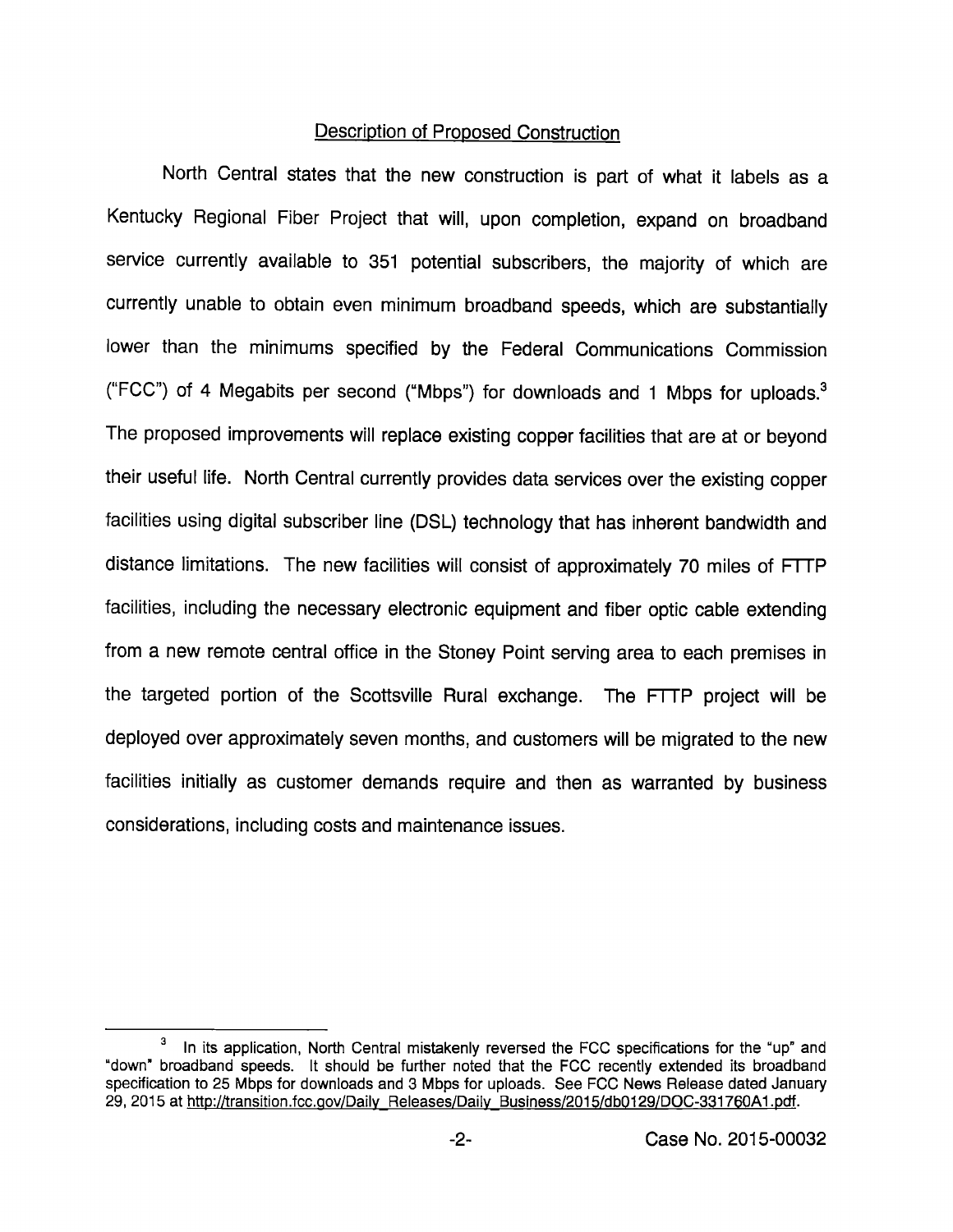## Description of Proposed Construction

North Central states that the new construction is part of what it labels as a Kentucky Regional Fiber Project that will, upon completion, expand on broadband service currently available to 351 potential subscribers, the majority of which are currently unable to obtain even minimum broadband speeds, which are substantially lower than the minimums specified by the Federal Communications Commission ("FCC") of 4 Megabits per second ("Mbps") for downloads and 1 Mbps for uploads.[3] The proposed improvements will replace existing copper facilities that are at or beyond their useful life. North Central currently provides data services over the existing copper facilities using digital subscriber line (DSL) technology that has inherent bandwidth and distance limitations. The new facilities will consist of approximately 70 miles of FTTP facilities, including the necessary electronic equipment and fiber optic cable extending from a new remote central office in the Stoney Point serving area to each premises in the targeted portion of the Scottsville Rural exchange. The FTTP project will be deployed over approximately seven months, and customers will be migrated to the new facilities initially as customer demands require and then as warranted by business considerations, including costs and maintenance issues.

---

[3] In its application, North Central mistakenly reversed the FCC specifications for the "up" and "down" broadband speeds. It should be further noted that the FCC recently extended its broadband specification to 25 Mbps for downloads and 3 Mbps for uploads. See FCC News Release dated January 29, 2015 at http://transition.fcc.gov/Daily_Releases/Daily_Business/2015/db0129/DOC-331760A1.pdf.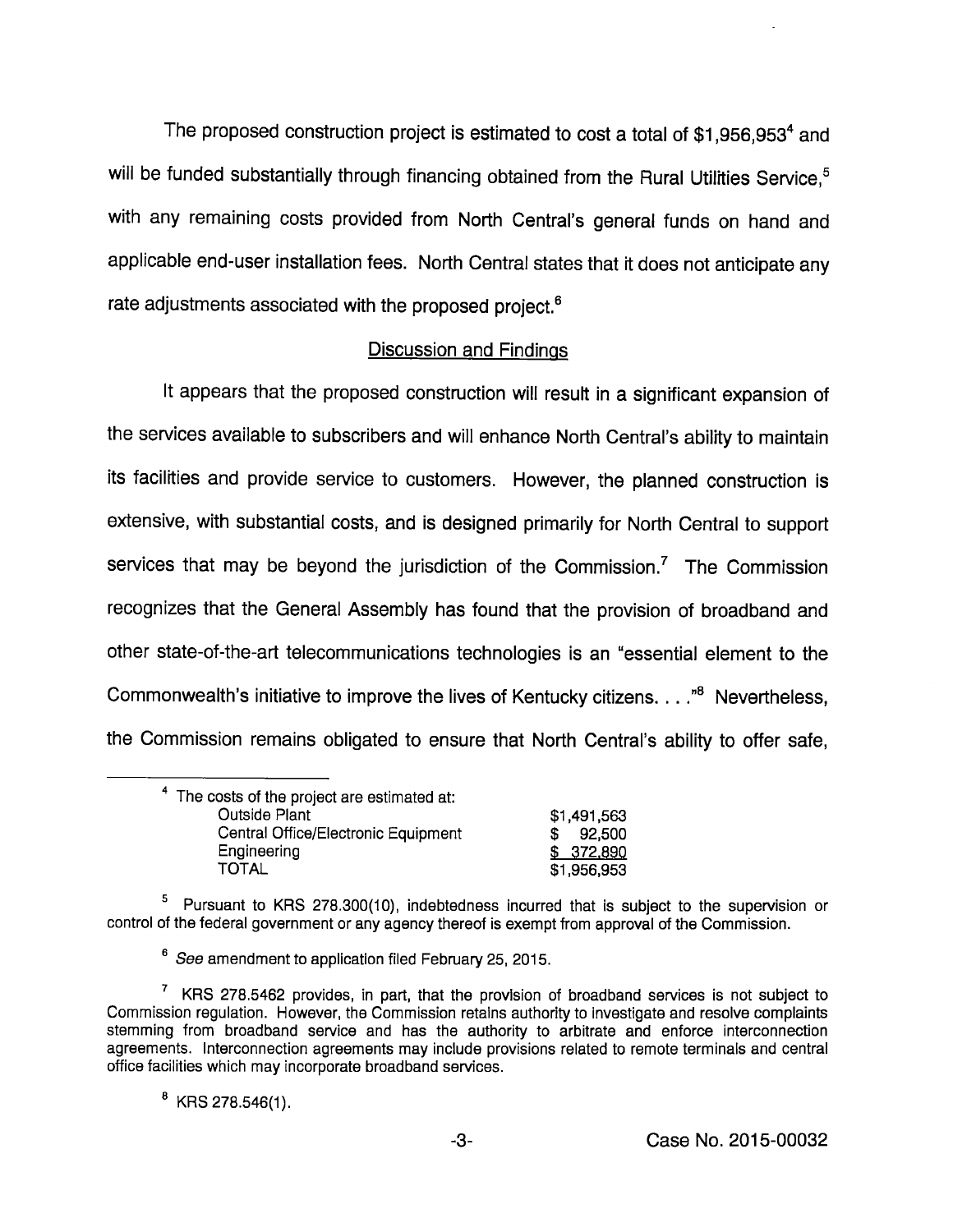The proposed construction project is estimated to cost a total of $1,956,953[4] and will be funded substantially through financing obtained from the Rural Utilities Service,[5] with any remaining costs provided from North Central's general funds on hand and applicable end-user installation fees. North Central states that it does not anticipate any rate adjustments associated with the proposed project.[6]

## Discussion and Findings

It appears that the proposed construction will result in a significant expansion of the services available to subscribers and will enhance North Central's ability to maintain its facilities and provide service to customers. However, the planned construction is extensive, with substantial costs, and is designed primarily for North Central to support services that may be beyond the jurisdiction of the Commission.[7] The Commission recognizes that the General Assembly has found that the provision of broadband and other state-of-the-art telecommunications technologies is an "essential element to the Commonwealth's initiative to improve the lives of Kentucky citizens. . . ."[8] Nevertheless, the Commission remains obligated to ensure that North Central's ability to offer safe,

---

[4] The costs of the project are estimated at:

| | |
|---|---|
| Outside Plant | $1,491,563 |
| Central Office/Electronic Equipment | $ 92,500 |
| Engineering | $ 372,890 |
| TOTAL | $1,956,953 |

[5] Pursuant to KRS 278.300(10), indebtedness incurred that is subject to the supervision or control of the federal government or any agency thereof is exempt from approval of the Commission.

[6] *See* amendment to application filed February 25, 2015.

[7] KRS 278.5462 provides, in part, that the provision of broadband services is not subject to Commission regulation. However, the Commission retains authority to investigate and resolve complaints stemming from broadband service and has the authority to arbitrate and enforce interconnection agreements. Interconnection agreements may include provisions related to remote terminals and central office facilities which may incorporate broadband services.

[8] KRS 278.546(1).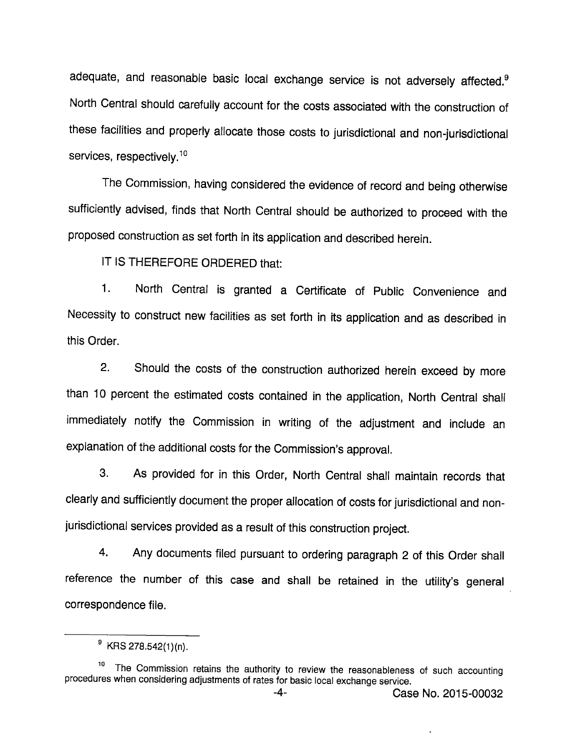adequate, and reasonable basic local exchange service is not adversely affected.[9] North Central should carefully account for the costs associated with the construction of these facilities and properly allocate those costs to jurisdictional and non-jurisdictional services, respectively.[10]

The Commission, having considered the evidence of record and being otherwise sufficiently advised, finds that North Central should be authorized to proceed with the proposed construction as set forth in its application and described herein.

IT IS THEREFORE ORDERED that:

1. North Central is granted a Certificate of Public Convenience and Necessity to construct new facilities as set forth in its application and as described in this Order.

2. Should the costs of the construction authorized herein exceed by more than 10 percent the estimated costs contained in the application, North Central shall immediately notify the Commission in writing of the adjustment and include an explanation of the additional costs for the Commission's approval.

3. As provided for in this Order, North Central shall maintain records that clearly and sufficiently document the proper allocation of costs for jurisdictional and non-jurisdictional services provided as a result of this construction project.

4. Any documents filed pursuant to ordering paragraph 2 of this Order shall reference the number of this case and shall be retained in the utility's general correspondence file.

---

[9] KRS 278.542(1)(n).

[10] The Commission retains the authority to review the reasonableness of such accounting procedures when considering adjustments of rates for basic local exchange service.

Case No. 2015-00032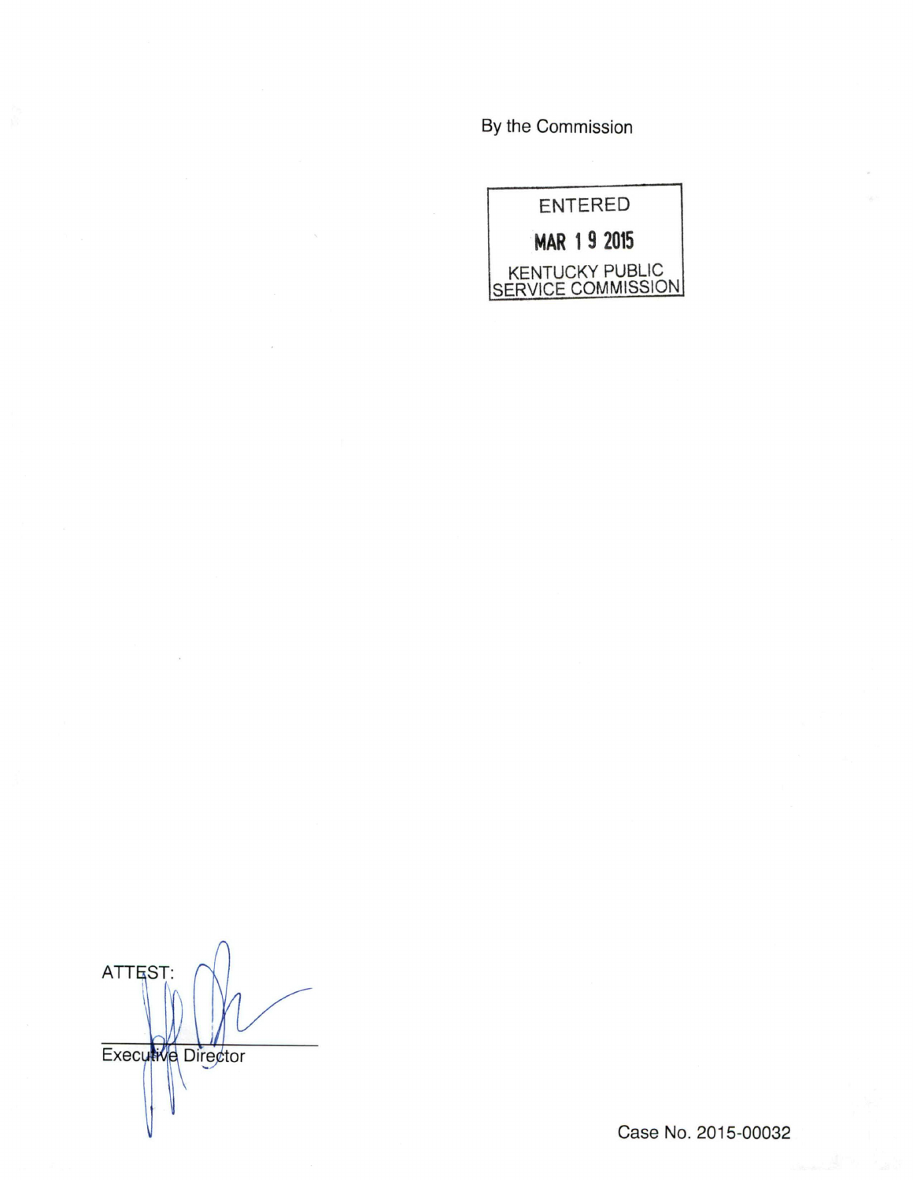By the Commission

ENTERED

MAR 19 2015

KENTUCKY PUBLIC SERVICE COMMISSION

ATTEST:

Executive Director

Case No. 2015-00032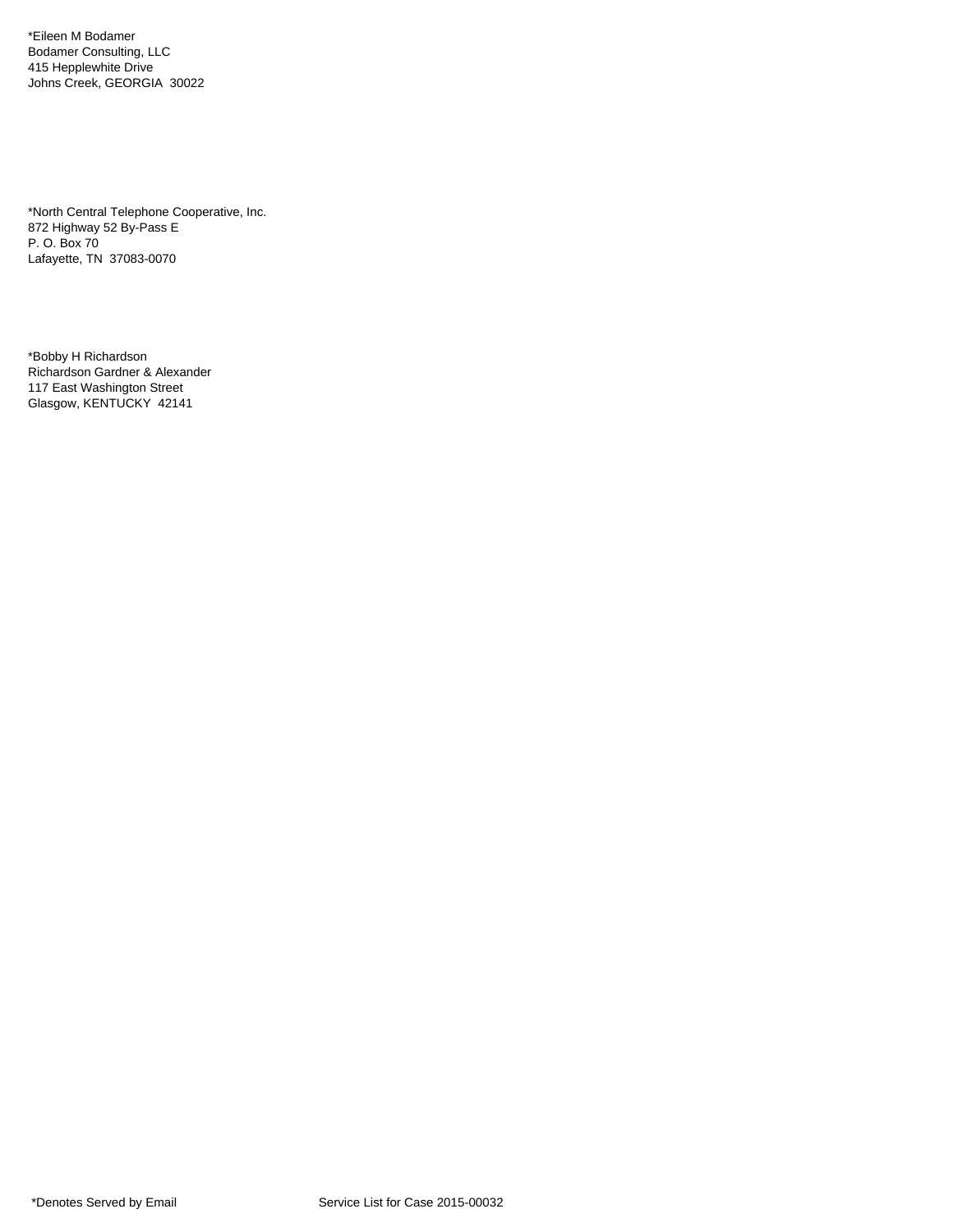*Eileen M Bodamer
Bodamer Consulting, LLC
415 Hepplewhite Drive
Johns Creek, GEORGIA  30022

*North Central Telephone Cooperative, Inc.
872 Highway 52 By-Pass E
P. O. Box 70
Lafayette, TN  37083-0070

*Bobby H Richardson
Richardson Gardner & Alexander
117 East Washington Street
Glasgow, KENTUCKY  42141

*Denotes Served by Email

Service List for Case 2015-00032